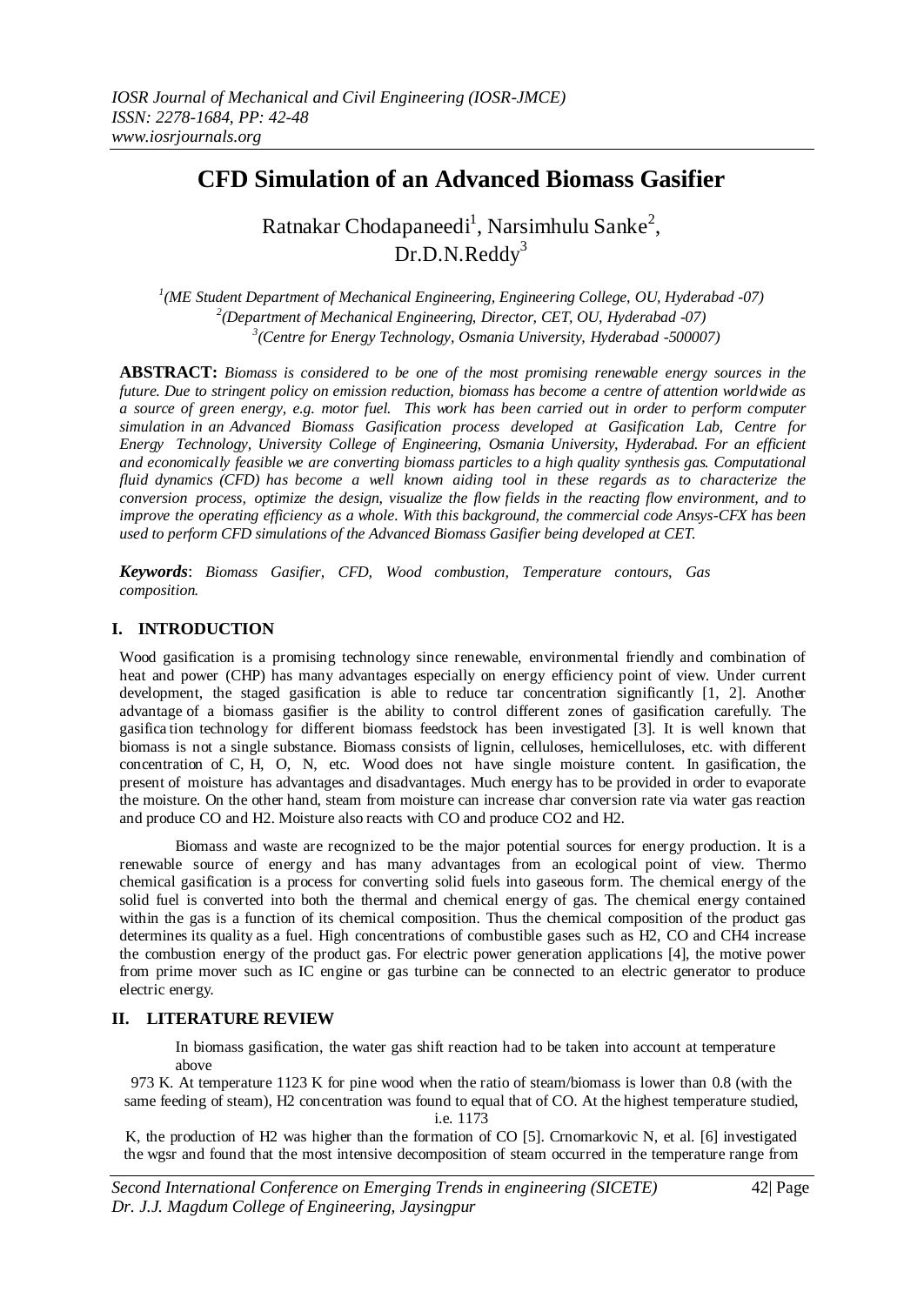# CFD Simulation of an Advanced Biomass Gasifier

Ratnakar Chodapaneedi[1], Narsimhulu Sanke[2], Dr.D.N.Reddy[3]

[1](ME Student Department of Mechanical Engineering, Engineering College, OU, Hyderabad -07)
[2](Department of Mechanical Engineering, Director, CET, OU, Hyderabad -07)
[3](Centre for Energy Technology, Osmania University, Hyderabad -500007)

**ABSTRACT:** *Biomass is considered to be one of the most promising renewable energy sources in the future. Due to stringent policy on emission reduction, biomass has become a centre of attention worldwide as a source of green energy, e.g. motor fuel. This work has been carried out in order to perform computer simulation in an Advanced Biomass Gasification process developed at Gasification Lab, Centre for Energy Technology, University College of Engineering, Osmania University, Hyderabad. For an efficient and economically feasible we are converting biomass particles to a high quality synthesis gas. Computational fluid dynamics (CFD) has become a well known aiding tool in these regards as to characterize the conversion process, optimize the design, visualize the flow fields in the reacting flow environment, and to improve the operating efficiency as a whole. With this background, the commercial code Ansys-CFX has been used to perform CFD simulations of the Advanced Biomass Gasifier being developed at CET.*

***Keywords***: *Biomass Gasifier, CFD, Wood combustion, Temperature contours, Gas composition.*

## I. INTRODUCTION

Wood gasification is a promising technology since renewable, environmental friendly and combination of heat and power (CHP) has many advantages especially on energy efficiency point of view. Under current development, the staged gasification is able to reduce tar concentration significantly [1, 2]. Another advantage of a biomass gasifier is the ability to control different zones of gasification carefully. The gasifica tion technology for different biomass feedstock has been investigated [3]. It is well known that biomass is not a single substance. Biomass consists of lignin, celluloses, hemicelluloses, etc. with different concentration of C, H, O, N, etc. Wood does not have single moisture content. In gasification, the present of moisture has advantages and disadvantages. Much energy has to be provided in order to evaporate the moisture. On the other hand, steam from moisture can increase char conversion rate via water gas reaction and produce CO and $H_2$. Moisture also reacts with CO and produce $CO_2$ and $H_2$.

Biomass and waste are recognized to be the major potential sources for energy production. It is a renewable source of energy and has many advantages from an ecological point of view. Thermo chemical gasification is a process for converting solid fuels into gaseous form. The chemical energy of the solid fuel is converted into both the thermal and chemical energy of gas. The chemical energy contained within the gas is a function of its chemical composition. Thus the chemical composition of the product gas determines its quality as a fuel. High concentrations of combustible gases such as $H_2$, CO and $CH_4$ increase the combustion energy of the product gas. For electric power generation applications [4], the motive power from prime mover such as IC engine or gas turbine can be connected to an electric generator to produce electric energy.

## II. LITERATURE REVIEW

In biomass gasification, the water gas shift reaction had to be taken into account at temperature above 973 K. At temperature 1123 K for pine wood when the ratio of steam/biomass is lower than 0.8 (with the same feeding of steam), $H_2$ concentration was found to equal that of CO. At the highest temperature studied, i.e. 1173 K, the production of $H_2$ was higher than the formation of CO [5]. Crnomarkovic N, et al. [6] investigated the wgsr and found that the most intensive decomposition of steam occurred in the temperature range from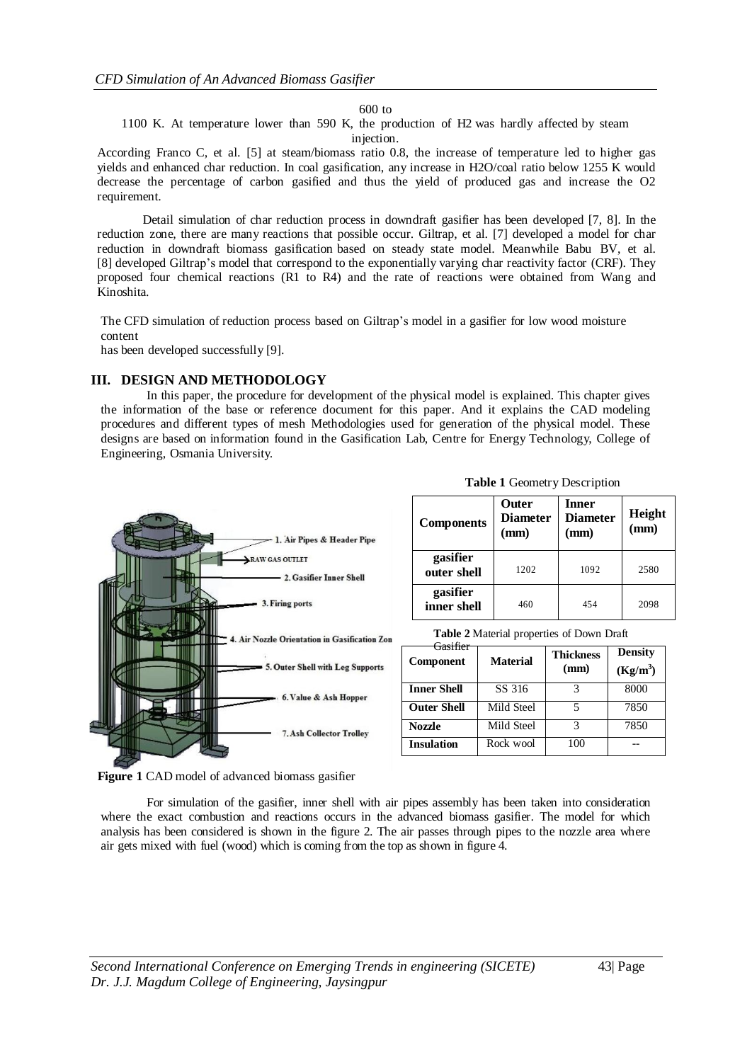600 to 1100 K. At temperature lower than 590 K, the production of $H_2$ was hardly affected by steam injection.

According Franco C, et al. [5] at steam/biomass ratio 0.8, the increase of temperature led to higher gas yields and enhanced char reduction. In coal gasification, any increase in $H_2O$/coal ratio below 1255 K would decrease the percentage of carbon gasified and thus the yield of produced gas and increase the $O_2$ requirement.

Detail simulation of char reduction process in downdraft gasifier has been developed [7, 8]. In the reduction zone, there are many reactions that possible occur. Giltrap, et al. [7] developed a model for char reduction in downdraft biomass gasification based on steady state model. Meanwhile Babu BV, et al. [8] developed Giltrap's model that correspond to the exponentially varying char reactivity factor (CRF). They proposed four chemical reactions (R1 to R4) and the rate of reactions were obtained from Wang and Kinoshita.

The CFD simulation of reduction process based on Giltrap's model in a gasifier for low wood moisture content has been developed successfully [9].

## III. DESIGN AND METHODOLOGY

In this paper, the procedure for development of the physical model is explained. This chapter gives the information of the base or reference document for this paper. And it explains the CAD modeling procedures and different types of mesh Methodologies used for generation of the physical model. These designs are based on information found in the Gasification Lab, Centre for Energy Technology, College of Engineering, Osmania University.

1. Air Pipes & Header Pipe
RAW GAS OUTLET
2. Gasifier Inner Shell
3. Firing ports
4. Air Nozzle Orientation in Gasification Zon
5. Outer Shell with Leg Supports
6. Value & Ash Hopper
7. Ash Collector Trolley

**Figure 1** CAD model of advanced biomass gasifier

**Table 1** Geometry Description

| Components | Outer Diameter (mm) | Inner Diameter (mm) | Height (mm) |
|---|---|---|---|
| gasifier outer shell | 1202 | 1092 | 2580 |
| gasifier inner shell | 460 | 454 | 2098 |

**Table 2** Material properties of Down Draft Gasifier

| Component | Material | Thickness (mm) | Density (Kg/m$^3$) |
|---|---|---|---|
| Inner Shell | SS 316 | 3 | 8000 |
| Outer Shell | Mild Steel | 5 | 7850 |
| Nozzle | Mild Steel | 3 | 7850 |
| Insulation | Rock wool | 100 | -- |

For simulation of the gasifier, inner shell with air pipes assembly has been taken into consideration where the exact combustion and reactions occurs in the advanced biomass gasifier. The model for which analysis has been considered is shown in the figure 2. The air passes through pipes to the nozzle area where air gets mixed with fuel (wood) which is coming from the top as shown in figure 4.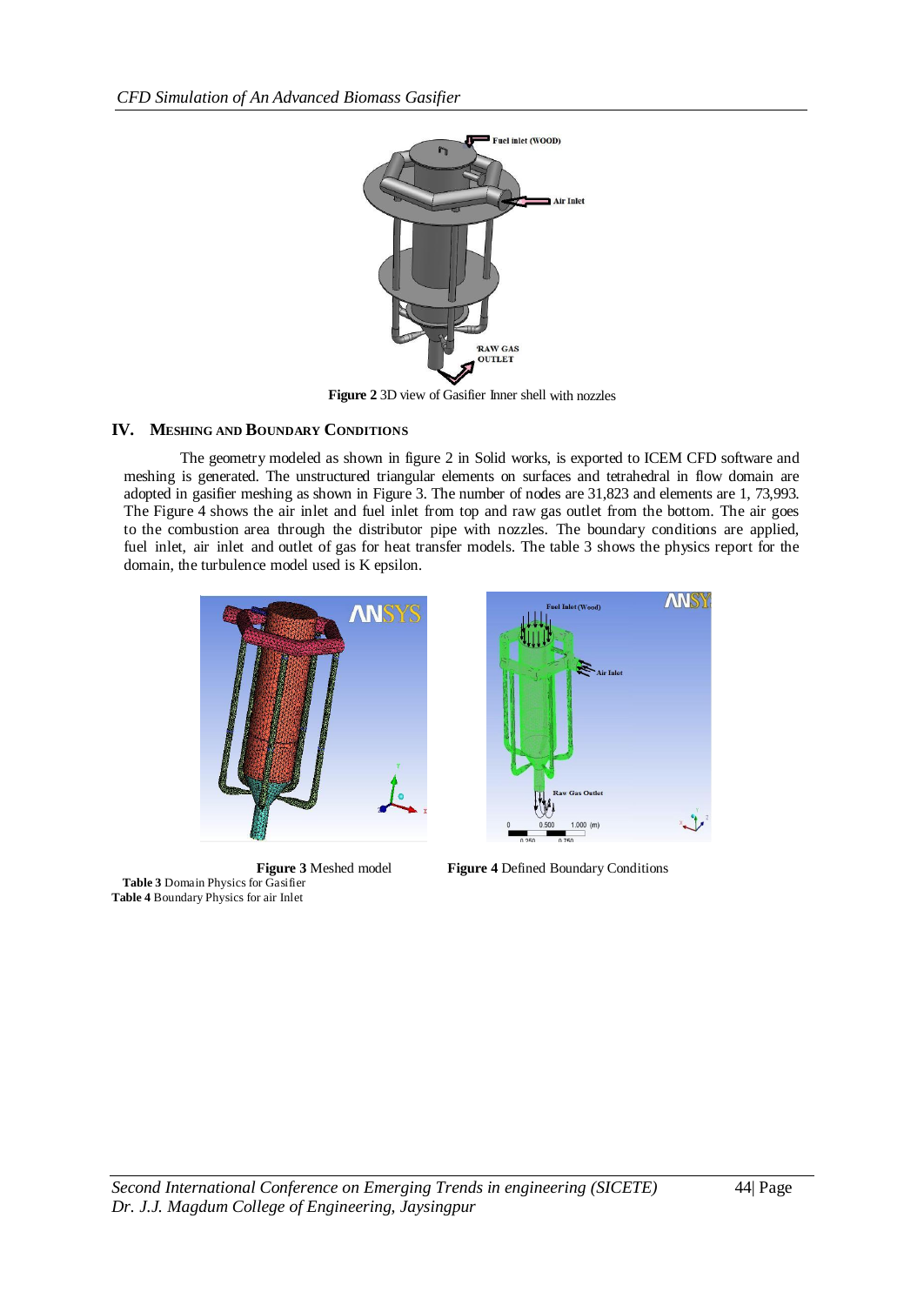**Figure 2** 3D view of Gasifier Inner shell with nozzles

## IV. Meshing and Boundary Conditions

The geometry modeled as shown in figure 2 in Solid works, is exported to ICEM CFD software and meshing is generated. The unstructured triangular elements on surfaces and tetrahedral in flow domain are adopted in gasifier meshing as shown in Figure 3. The number of nodes are 31,823 and elements are 1, 73,993. The Figure 4 shows the air inlet and fuel inlet from top and raw gas outlet from the bottom. The air goes to the combustion area through the distributor pipe with nozzles. The boundary conditions are applied, fuel inlet, air inlet and outlet of gas for heat transfer models. The table 3 shows the physics report for the domain, the turbulence model used is K epsilon.

**Figure 3** Meshed model

**Figure 4** Defined Boundary Conditions

**Table 3** Domain Physics for Gasifier

**Table 4** Boundary Physics for air Inlet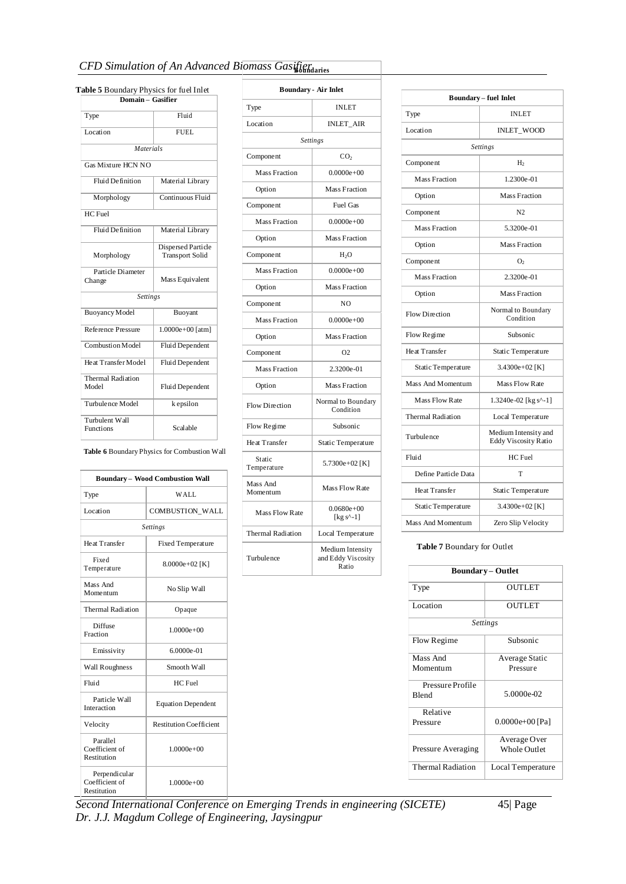**Table 5** Boundary Physics for fuel Inlet

| Domain – Gasifier | |
|---|---|
| Type | Fluid |
| Location | FUEL |
| *Materials* | |
| Gas Mixture HCN NO | |
| Fluid Definition | Material Library |
| Morphology | Continuous Fluid |
| HC Fuel | |
| Fluid Definition | Material Library |
| Morphology | Dispersed Particle Transport Solid |
| Particle Diameter Change | Mass Equivalent |
| *Settings* | |
| Buoyancy Model | Buoyant |
| Reference Pressure | 1.0000e+00 [atm] |
| Combustion Model | Fluid Dependent |
| Heat Transfer Model | Fluid Dependent |
| Thermal Radiation Model | Fluid Dependent |
| Turbulence Model | k epsilon |
| Turbulent Wall Functions | Scalable |

**Table 6** Boundary Physics for Combustion Wall

| Boundary – Wood Combustion Wall | |
|---|---|
| Type | WALL |
| Location | COMBUSTION_WALL |
| *Settings* | |
| Heat Transfer | Fixed Temperature |
| Fixed Temperature | 8.0000e+02 [K] |
| Mass And Momentum | No Slip Wall |
| Thermal Radiation | Opaque |
| Diffuse Fraction | 1.0000e+00 |
| Emissivity | 6.0000e-01 |
| Wall Roughness | Smooth Wall |
| Fluid | HC Fuel |
| Particle Wall Interaction | Equation Dependent |
| Velocity | Restitution Coefficient |
| Parallel Coefficient of Restitution | 1.0000e+00 |
| Perpendicular Coefficient of Restitution | 1.0000e+00 |

**Boundaries**

| Boundary - Air Inlet | |
|---|---|
| Type | INLET |
| Location | INLET_AIR |
| *Settings* | |
| Component | $CO_2$ |
| Mass Fraction | 0.0000e+00 |
| Option | Mass Fraction |
| Component | Fuel Gas |
| Mass Fraction | 0.0000e+00 |
| Option | Mass Fraction |
| Component | $H_2O$ |
| Mass Fraction | 0.0000e+00 |
| Option | Mass Fraction |
| Component | NO |
| Mass Fraction | 0.0000e+00 |
| Option | Mass Fraction |
| Component | O2 |
| Mass Fraction | 2.3200e-01 |
| Option | Mass Fraction |
| Flow Direction | Normal to Boundary Condition |
| Flow Regime | Subsonic |
| Heat Transfer | Static Temperature |
| Static Temperature | 5.7300e+02 [K] |
| Mass And Momentum | Mass Flow Rate |
| Mass Flow Rate | 0.0680e+00 [kg s^-1] |
| Thermal Radiation | Local Temperature |
| Turbulence | Medium Intensity and Eddy Viscosity Ratio |

| Boundary – fuel Inlet | |
|---|---|
| Type | INLET |
| Location | INLET_WOOD |
| *Settings* | |
| Component | $H_2$ |
| Mass Fraction | 1.2300e-01 |
| Option | Mass Fraction |
| Component | N2 |
| Mass Fraction | 5.3200e-01 |
| Option | Mass Fraction |
| Component | $O_2$ |
| Mass Fraction | 2.3200e-01 |
| Option | Mass Fraction |
| Flow Direction | Normal to Boundary Condition |
| Flow Regime | Subsonic |
| Heat Transfer | Static Temperature |
| Static Temperature | 3.4300e+02 [K] |
| Mass And Momentum | Mass Flow Rate |
| Mass Flow Rate | 1.3240e-02 [kg s^-1] |
| Thermal Radiation | Local Temperature |
| Turbulence | Medium Intensity and Eddy Viscosity Ratio |
| Fluid | HC Fuel |
| Define Particle Data | T |
| Heat Transfer | Static Temperature |
| Static Temperature | 3.4300e+02 [K] |
| Mass And Momentum | Zero Slip Velocity |

**Table 7** Boundary for Outlet

| Boundary – Outlet | |
|---|---|
| Type | OUTLET |
| Location | OUTLET |
| *Settings* | |
| Flow Regime | Subsonic |
| Mass And Momentum | Average Static Pressure |
| Pressure Profile Blend | 5.0000e-02 |
| Relative Pressure | 0.0000e+00 [Pa] |
| Pressure Averaging | Average Over Whole Outlet |
| Thermal Radiation | Local Temperature |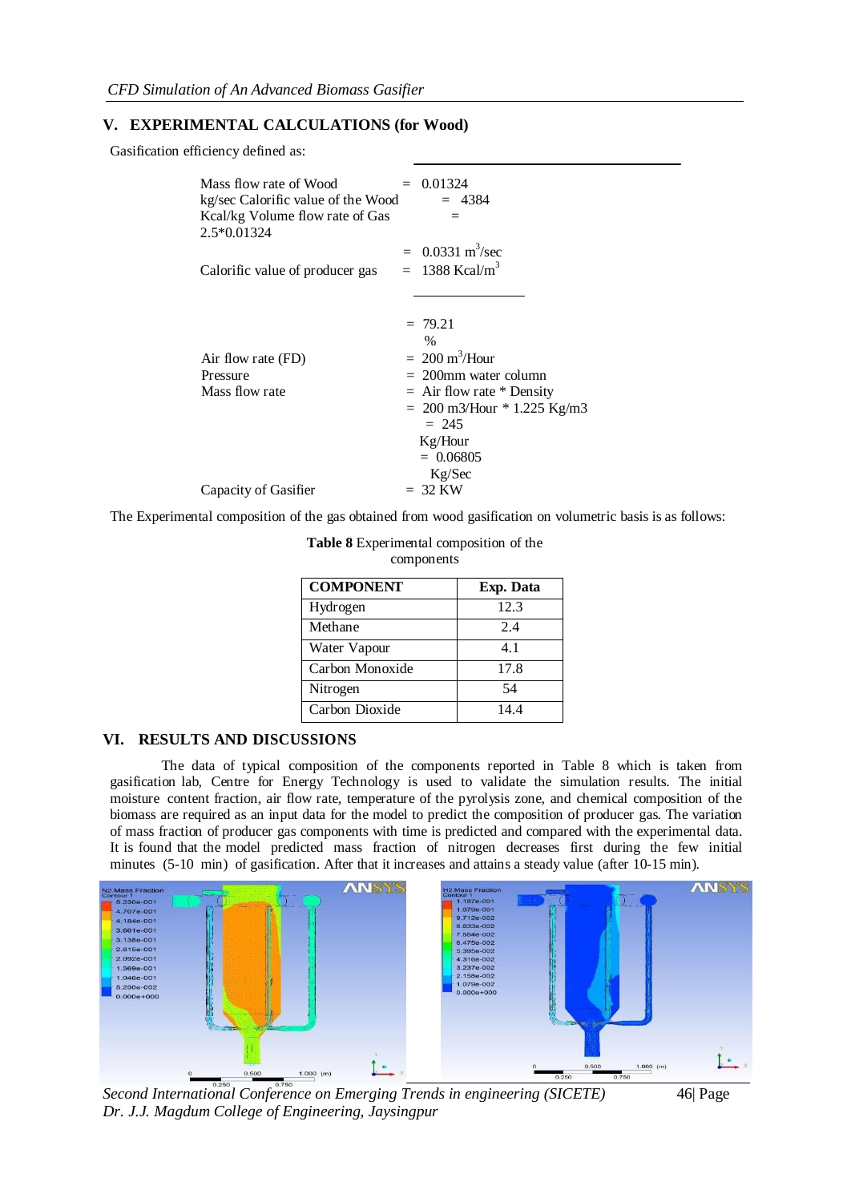## V. EXPERIMENTAL CALCULATIONS (for Wood)

Gasification efficiency defined as:

Mass flow rate of Wood = 0.01324 kg/sec
Calorific value of the Wood = 4384 Kcal/kg
Volume flow rate of Gas = 2.5*0.01324

= 0.0331 $m^3$/sec

Calorific value of producer gas = 1388 Kcal/$m^3$

= 79.21 %

Air flow rate (FD) = 200 $m^3$/Hour

Pressure = 200mm water column

Mass flow rate = Air flow rate * Density

= 200 m3/Hour * 1.225 Kg/m3

= 245 Kg/Hour

= 0.06805 Kg/Sec

Capacity of Gasifier = 32 KW

The Experimental composition of the gas obtained from wood gasification on volumetric basis is as follows:

**Table 8** Experimental composition of the components

| COMPONENT | Exp. Data |
|---|---|
| Hydrogen | 12.3 |
| Methane | 2.4 |
| Water Vapour | 4.1 |
| Carbon Monoxide | 17.8 |
| Nitrogen | 54 |
| Carbon Dioxide | 14.4 |

## VI. RESULTS AND DISCUSSIONS

The data of typical composition of the components reported in Table 8 which is taken from gasification lab, Centre for Energy Technology is used to validate the simulation results. The initial moisture content fraction, air flow rate, temperature of the pyrolysis zone, and chemical composition of the biomass are required as an input data for the model to predict the composition of producer gas. The variation of mass fraction of producer gas components with time is predicted and compared with the experimental data. It is found that the model predicted mass fraction of nitrogen decreases first during the few initial minutes (5-10 min) of gasification. After that it increases and attains a steady value (after 10-15 min).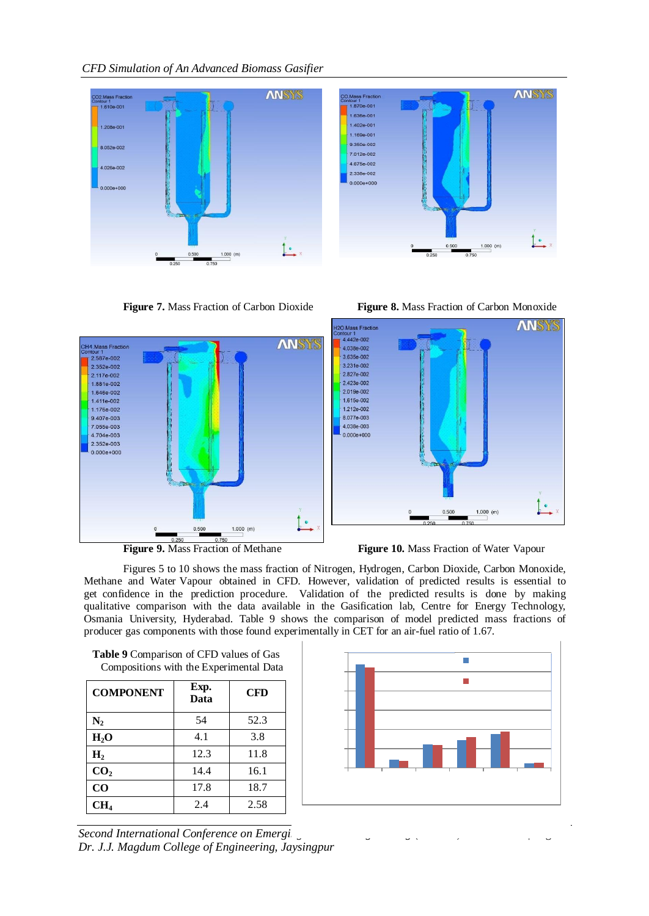**Figure 7.** Mass Fraction of Carbon Dioxide

**Figure 8.** Mass Fraction of Carbon Monoxide

**Figure 9.** Mass Fraction of Methane

**Figure 10.** Mass Fraction of Water Vapour

Figures 5 to 10 shows the mass fraction of Nitrogen, Hydrogen, Carbon Dioxide, Carbon Monoxide, Methane and Water Vapour obtained in CFD. However, validation of predicted results is essential to get confidence in the prediction procedure. Validation of the predicted results is done by making qualitative comparison with the data available in the Gasification lab, Centre for Energy Technology, Osmania University, Hyderabad. Table 9 shows the comparison of model predicted mass fractions of producer gas components with those found experimentally in CET for an air-fuel ratio of 1.67.

**Table 9** Comparison of CFD values of Gas Compositions with the Experimental Data

| COMPONENT | Exp. Data | CFD |
|---|---|---|
| $N_2$ | 54 | 52.3 |
| $H_2O$ | 4.1 | 3.8 |
| $H_2$ | 12.3 | 11.8 |
| $CO_2$ | 14.4 | 16.1 |
| $CO$ | 17.8 | 18.7 |
| $CH_4$ | 2.4 | 2.58 |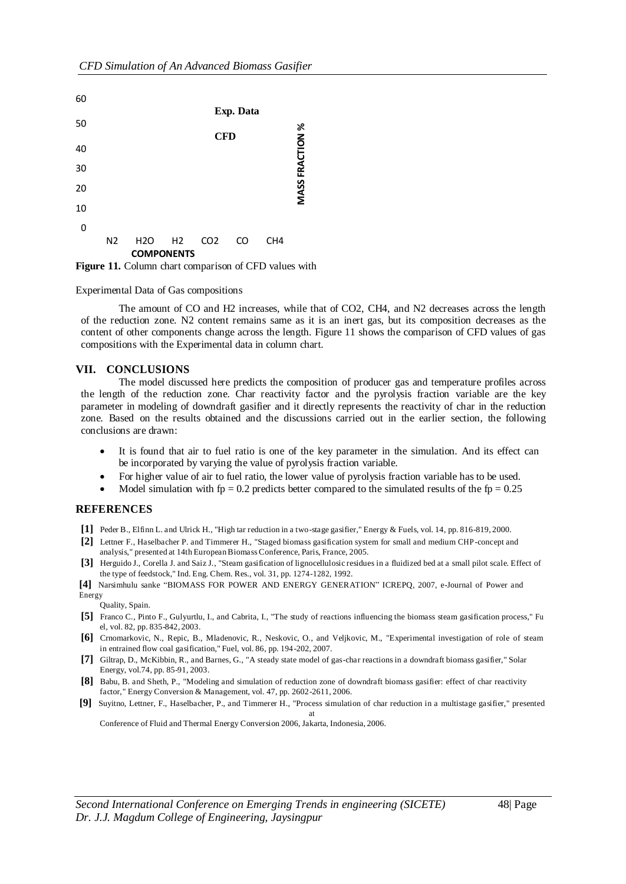60

50

40

30

20

10

0

Exp. Data

CFD

MASS FRACTION %

N2 H2O H2 CO2 CO CH4

COMPONENTS

**Figure 11.** Column chart comparison of CFD values with

Experimental Data of Gas compositions

The amount of CO and H2 increases, while that of CO2, CH4, and N2 decreases across the length of the reduction zone. N2 content remains same as it is an inert gas, but its composition decreases as the content of other components change across the length. Figure 11 shows the comparison of CFD values of gas compositions with the Experimental data in column chart.

## VII. CONCLUSIONS

The model discussed here predicts the composition of producer gas and temperature profiles across the length of the reduction zone. Char reactivity factor and the pyrolysis fraction variable are the key parameter in modeling of downdraft gasifier and it directly represents the reactivity of char in the reduction zone. Based on the results obtained and the discussions carried out in the earlier section, the following conclusions are drawn:

- It is found that air to fuel ratio is one of the key parameter in the simulation. And its effect can be incorporated by varying the value of pyrolysis fraction variable.
- For higher value of air to fuel ratio, the lower value of pyrolysis fraction variable has to be used.
- Model simulation with $fp = 0.2$ predicts better compared to the simulated results of the $fp = 0.25$

## REFERENCES

**[1]** Peder B., Elfinn L. and Ulrick H., "High tar reduction in a two-stage gasifier," Energy & Fuels, vol. 14, pp. 816-819, 2000.

**[2]** Lettner F., Haselbacher P. and Timmerer H., "Staged biomass gasification system for small and medium CHP-concept and analysis," presented at 14th European Biomass Conference, Paris, France, 2005.

**[3]** Herguido J., Corella J. and Saiz J., "Steam gasification of lignocellulosic residues in a fluidized bed at a small pilot scale. Effect of the type of feedstock," Ind. Eng. Chem. Res., vol. 31, pp. 1274-1282, 1992.

**[4]** Narsimhulu sanke "BIOMASS FOR POWER AND ENERGY GENERATION" ICREPQ, 2007, e-Journal of Power and Energy Quality, Spain.

**[5]** Franco C., Pinto F., Gulyurtlu, I., and Cabrita, I., "The study of reactions influencing the biomass steam gasification process," Fuel, vol. 82, pp. 835-842, 2003.

**[6]** Crnomarkovic, N., Repic, B., Mladenovic, R., Neskovic, O., and Veljkovic, M., "Experimental investigation of role of steam in entrained flow coal gasification," Fuel, vol. 86, pp. 194-202, 2007.

**[7]** Giltrap, D., McKibbin, R., and Barnes, G., "A steady state model of gas-char reactions in a downdraft biomass gasifier," Solar Energy, vol.74, pp. 85-91, 2003.

**[8]** Babu, B. and Sheth, P., "Modeling and simulation of reduction zone of downdraft biomass gasifier: effect of char reactivity factor," Energy Conversion & Management, vol. 47, pp. 2602-2611, 2006.

**[9]** Suyitno, Lettner, F., Haselbacher, P., and Timmerer H., "Process simulation of char reduction in a multistage gasifier," presented at Conference of Fluid and Thermal Energy Conversion 2006, Jakarta, Indonesia, 2006.